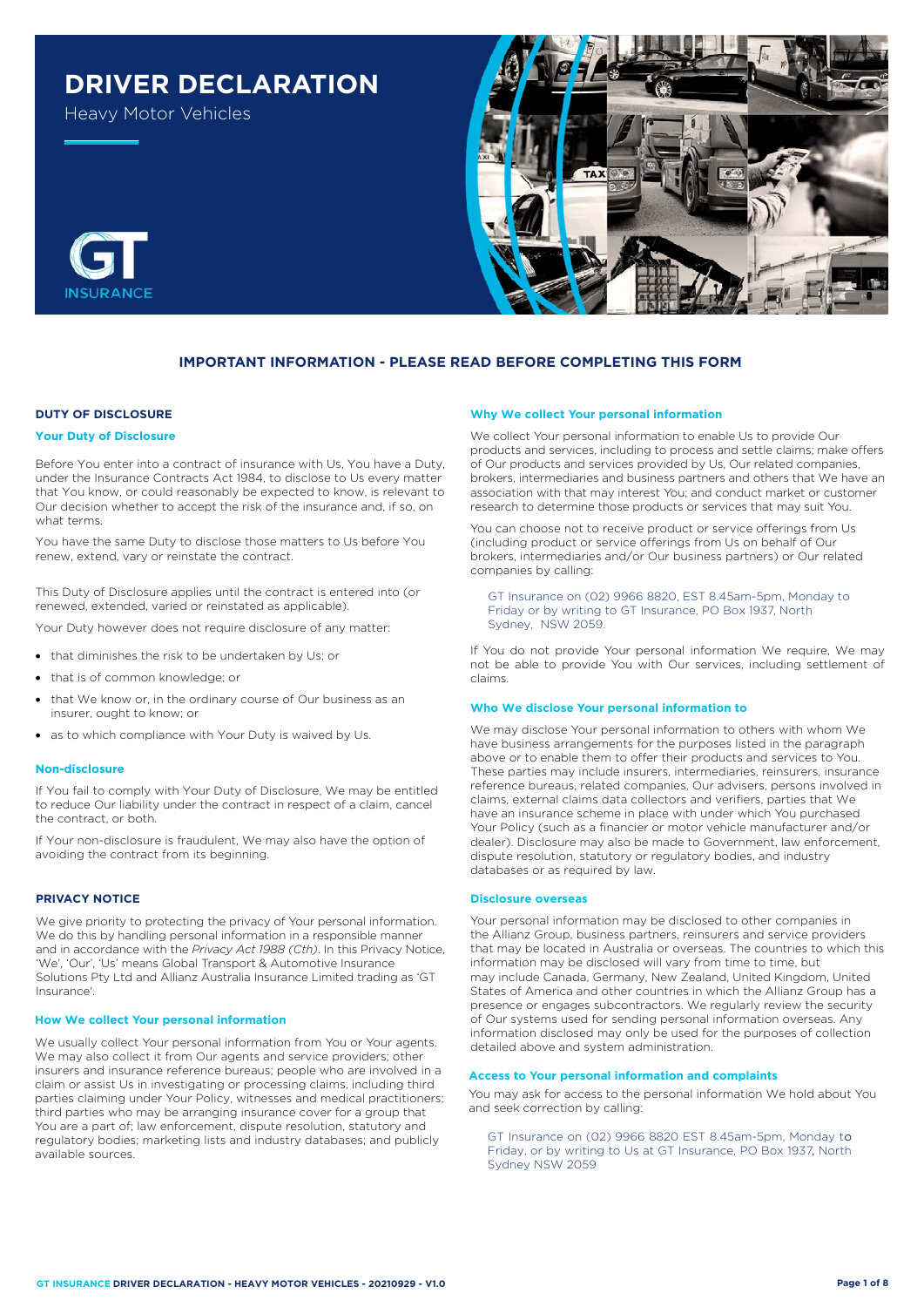# DRIVER DECLARATION

Heavy Motor Vehicles

GT INSURANCE

## IMPORTANT INFORMATION - PLEASE READ BEFORE COMPLETING THIS FORM

### DUTY OF DISCLOSURE

#### Your Duty of Disclosure

Before You enter into a contract of insurance with Us, You have a Duty, under the Insurance Contracts Act 1984, to disclose to Us every matter that You know, or could reasonably be expected to know, is relevant to Our decision whether to accept the risk of the insurance and, if so, on what terms.

You have the same Duty to disclose those matters to Us before You renew, extend, vary or reinstate the contract.

This Duty of Disclosure applies until the contract is entered into (or renewed, extended, varied or reinstated as applicable).

Your Duty however does not require disclosure of any matter:

- that diminishes the risk to be undertaken by Us; or
- that is of common knowledge; or
- that We know or, in the ordinary course of Our business as an insurer, ought to know; or
- as to which compliance with Your Duty is waived by Us.

#### Non-disclosure

If You fail to comply with Your Duty of Disclosure, We may be entitled to reduce Our liability under the contract in respect of a claim, cancel the contract, or both.

If Your non-disclosure is fraudulent, We may also have the option of avoiding the contract from its beginning.

### PRIVACY NOTICE

We give priority to protecting the privacy of Your personal information. We do this by handling personal information in a responsible manner and in accordance with the *Privacy Act 1988 (Cth)*. In this Privacy Notice, 'We', 'Our', 'Us' means Global Transport & Automotive Insurance Solutions Pty Ltd and Allianz Australia Insurance Limited trading as 'GT Insurance'.

#### How We collect Your personal information

We usually collect Your personal information from You or Your agents. We may also collect it from Our agents and service providers; other insurers and insurance reference bureaus; people who are involved in a claim or assist Us in investigating or processing claims, including third parties claiming under Your Policy, witnesses and medical practitioners; third parties who may be arranging insurance cover for a group that You are a part of; law enforcement, dispute resolution, statutory and regulatory bodies; marketing lists and industry databases; and publicly available sources.

#### Why We collect Your personal information

We collect Your personal information to enable Us to provide Our products and services, including to process and settle claims; make offers of Our products and services provided by Us, Our related companies, brokers, intermediaries and business partners and others that We have an association with that may interest You; and conduct market or customer research to determine those products or services that may suit You.

You can choose not to receive product or service offerings from Us (including product or service offerings from Us on behalf of Our brokers, intermediaries and/or Our business partners) or Our related companies by calling:

GT Insurance on (02) 9966 8820, EST 8.45am-5pm, Monday to Friday or by writing to GT Insurance, PO Box 1937, North Sydney, NSW 2059.

If You do not provide Your personal information We require, We may not be able to provide You with Our services, including settlement of claims.

#### Who We disclose Your personal information to

We may disclose Your personal information to others with whom We have business arrangements for the purposes listed in the paragraph above or to enable them to offer their products and services to You. These parties may include insurers, intermediaries, reinsurers, insurance reference bureaus, related companies, Our advisers, persons involved in claims, external claims data collectors and verifiers, parties that We have an insurance scheme in place with under which You purchased Your Policy (such as a financier or motor vehicle manufacturer and/or dealer). Disclosure may also be made to Government, law enforcement, dispute resolution, statutory or regulatory bodies, and industry databases or as required by law.

#### Disclosure overseas

Your personal information may be disclosed to other companies in the Allianz Group, business partners, reinsurers and service providers that may be located in Australia or overseas. The countries to which this information may be disclosed will vary from time to time, but may include Canada, Germany, New Zealand, United Kingdom, United States of America and other countries in which the Allianz Group has a presence or engages subcontractors. We regularly review the security of Our systems used for sending personal information overseas. Any information disclosed may only be used for the purposes of collection detailed above and system administration.

#### Access to Your personal information and complaints

You may ask for access to the personal information We hold about You and seek correction by calling:

GT Insurance on (02) 9966 8820 EST 8.45am-5pm, Monday to Friday, or by writing to Us at GT Insurance, PO Box 1937, North Sydney NSW 2059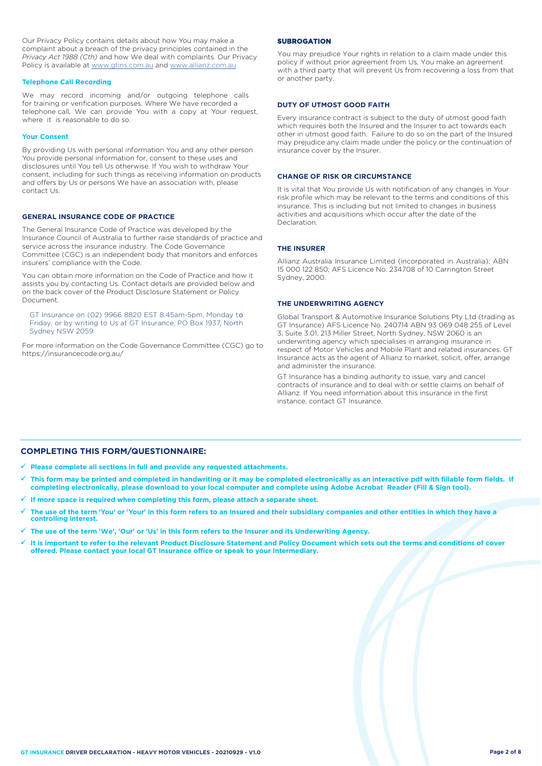Our Privacy Policy contains details about how You may make a complaint about a breach of the privacy principles contained in the *Privacy Act 1988 (Cth)* and how We deal with complaints. Our Privacy Policy is available at www.gtins.com.au and www.allianz.com.au

**Telephone Call Recording**

We may record incoming and/or outgoing telephone calls for training or verification purposes. Where We have recorded a telephone call, We can provide You with a copy at Your request, where it is reasonable to do so.

**Your Consent**

By providing Us with personal information You and any other person You provide personal information for, consent to these uses and disclosures until You tell Us otherwise. If You wish to withdraw Your consent, including for such things as receiving information on products and offers by Us or persons We have an association with, please contact Us.

## GENERAL INSURANCE CODE OF PRACTICE

The General Insurance Code of Practice was developed by the Insurance Council of Australia to further raise standards of practice and service across the insurance industry. The Code Governance Committee (CGC) is an independent body that monitors and enforces insurers' compliance with the Code.

You can obtain more information on the Code of Practice and how it assists you by contacting Us. Contact details are provided below and on the back cover of the Product Disclosure Statement or Policy Document.

GT Insurance on (02) 9966 8820 EST 8.45am-5pm, Monday to Friday, or by writing to Us at GT Insurance, PO Box 1937, North Sydney NSW 2059

For more information on the Code Governance Committee (CGC) go to https://insurancecode.org.au/

## SUBROGATION

You may prejudice Your rights in relation to a claim made under this policy if without prior agreement from Us, You make an agreement with a third party that will prevent Us from recovering a loss from that or another party.

## DUTY OF UTMOST GOOD FAITH

Every insurance contract is subject to the duty of utmost good faith which requires both the Insured and the Insurer to act towards each other in utmost good faith. Failure to do so on the part of the Insured may prejudice any claim made under the policy or the continuation of insurance cover by the Insurer.

## CHANGE OF RISK OR CIRCUMSTANCE

It is vital that You provide Us with notification of any changes in Your risk profile which may be relevant to the terms and conditions of this insurance. This is including but not limited to changes in business activities and acquisitions which occur after the date of the Declaration.

## THE INSURER

Allianz Australia Insurance Limited (incorporated in Australia); ABN 15 000 122 850; AFS Licence No. 234708 of 10 Carrington Street Sydney, 2000.

## THE UNDERWRITING AGENCY

Global Transport & Automotive Insurance Solutions Pty Ltd (trading as GT Insurance) AFS Licence No. 240714 ABN 93 069 048 255 of Level 3, Suite 3.01, 213 Miller Street, North Sydney, NSW 2060 is an underwriting agency which specialises in arranging insurance in respect of Motor Vehicles and Mobile Plant and related insurances. GT Insurance acts as the agent of Allianz to market, solicit, offer, arrange and administer the insurance.

GT Insurance has a binding authority to issue, vary and cancel contracts of insurance and to deal with or settle claims on behalf of Allianz. If You need information about this insurance in the first instance, contact GT Insurance.

## COMPLETING THIS FORM/QUESTIONNAIRE:

- ✓ **Please complete all sections in full and provide any requested attachments.**
- ✓ **This form may be printed and completed in handwriting or it may be completed electronically as an interactive pdf with fillable form fields. If completing electronically, please download to your local computer and complete using Adobe Acrobat Reader (Fill & Sign tool).**
- ✓ **If more space is required when completing this form, please attach a separate sheet.**
- ✓ **The use of the term 'You' or 'Your' in this form refers to an Insured and their subsidiary companies and other entities in which they have a controlling interest.**
- ✓ **The use of the term 'We', 'Our' or 'Us' in this form refers to the Insurer and its Underwriting Agency.**
- ✓ **It is important to refer to the relevant Product Disclosure Statement and Policy Document which sets out the terms and conditions of cover offered. Please contact your local GT Insurance office or speak to your Intermediary.**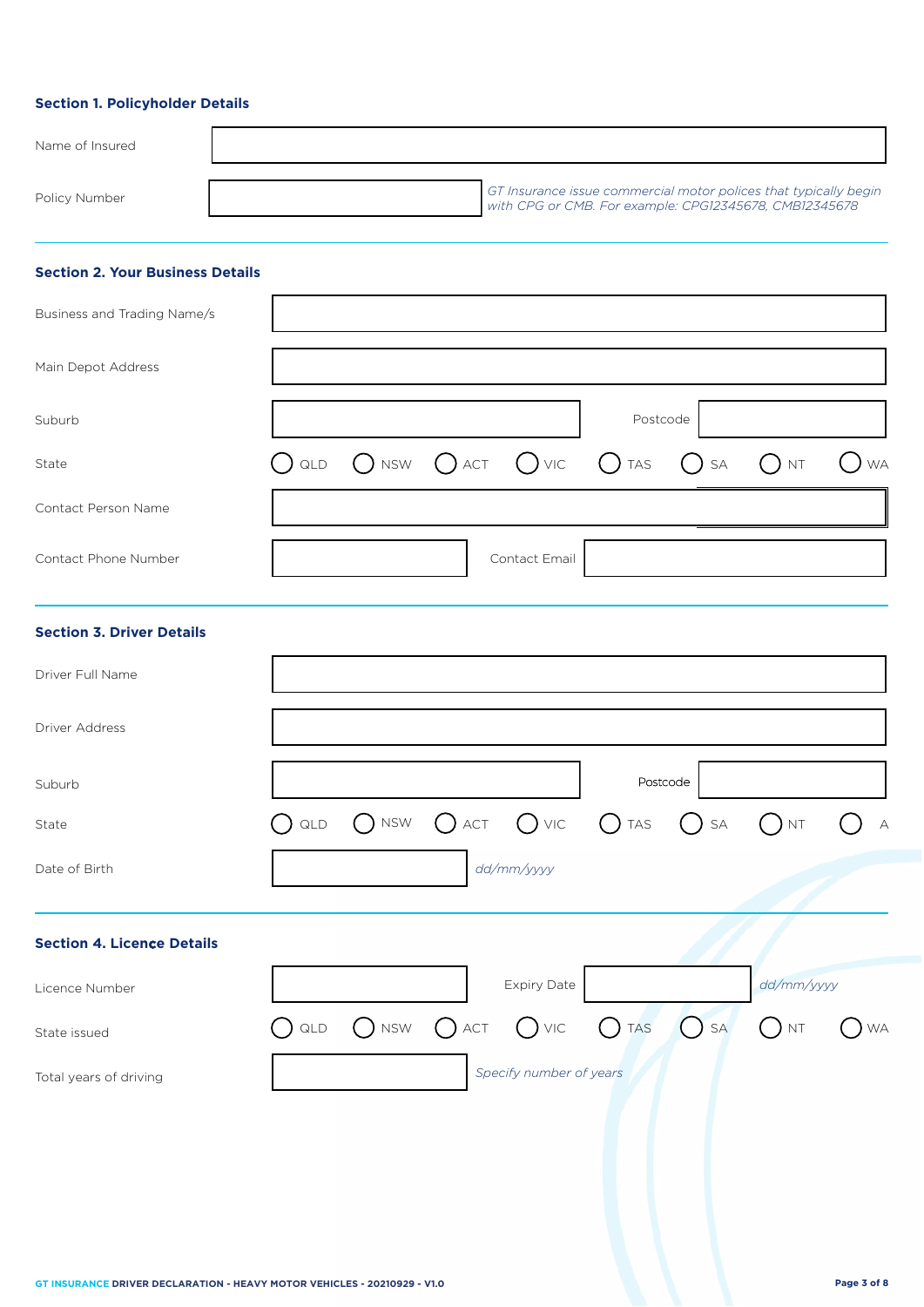### Section 1. Policyholder Details

| | |
|---|---|
| Name of Insured | |
| Policy Number | |

*GT Insurance issue commercial motor polices that typically begin with CPG or CMB. For example: CPG12345678, CMB12345678*

### Section 2. Your Business Details

| | | | |
|---|---|---|---|
| Business and Trading Name/s | | | |
| Main Depot Address | | | |
| Suburb | | Postcode | |
| State | ◯ QLD ◯ NSW ◯ ACT ◯ VIC ◯ TAS ◯ SA ◯ NT ◯ WA | | |
| Contact Person Name | | | |
| Contact Phone Number | | Contact Email | |

### Section 3. Driver Details

| | | | |
|---|---|---|---|
| Driver Full Name | | | |
| Driver Address | | | |
| Suburb | | Postcode | |
| State | ◯ QLD ◯ NSW ◯ ACT ◯ VIC ◯ TAS ◯ SA ◯ NT ◯ A | | |
| Date of Birth | | *dd/mm/yyyy* | |

### Section 4. Licence Details

| | | | | |
|---|---|---|---|---|
| Licence Number | | Expiry Date | | *dd/mm/yyyy* |
| State issued | ◯ QLD ◯ NSW ◯ ACT ◯ VIC ◯ TAS ◯ SA ◯ NT ◯ WA | | | |
| Total years of driving | | *Specify number of years* | | |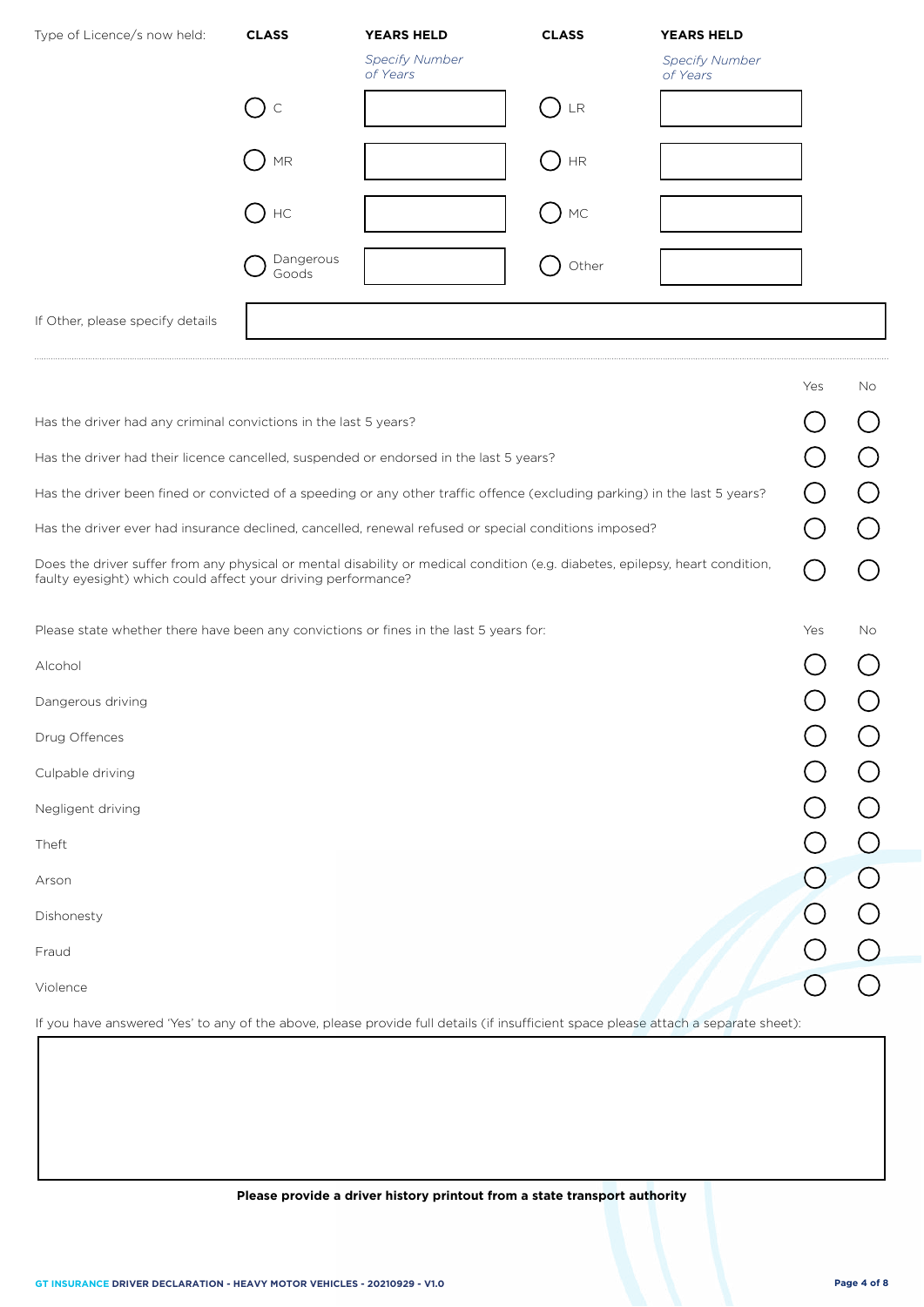Type of Licence/s now held:

| CLASS | YEARS HELD *Specify Number of Years* | CLASS | YEARS HELD *Specify Number of Years* |
|---|---|---|---|
| ◯ C | | ◯ LR | |
| ◯ MR | | ◯ HR | |
| ◯ HC | | ◯ MC | |
| ◯ Dangerous Goods | | ◯ Other | |

If Other, please specify details

| | Yes | No |
|---|---|---|
| Has the driver had any criminal convictions in the last 5 years? | ◯ | ◯ |
| Has the driver had their licence cancelled, suspended or endorsed in the last 5 years? | ◯ | ◯ |
| Has the driver been fined or convicted of a speeding or any other traffic offence (excluding parking) in the last 5 years? | ◯ | ◯ |
| Has the driver ever had insurance declined, cancelled, renewal refused or special conditions imposed? | ◯ | ◯ |
| Does the driver suffer from any physical or mental disability or medical condition (e.g. diabetes, epilepsy, heart condition, faulty eyesight) which could affect your driving performance? | ◯ | ◯ |

| Please state whether there have been any convictions or fines in the last 5 years for: | Yes | No |
|---|---|---|
| Alcohol | ◯ | ◯ |
| Dangerous driving | ◯ | ◯ |
| Drug Offences | ◯ | ◯ |
| Culpable driving | ◯ | ◯ |
| Negligent driving | ◯ | ◯ |
| Theft | ◯ | ◯ |
| Arson | ◯ | ◯ |
| Dishonesty | ◯ | ◯ |
| Fraud | ◯ | ◯ |
| Violence | ◯ | ◯ |

If you have answered 'Yes' to any of the above, please provide full details (if insufficient space please attach a separate sheet):

**Please provide a driver history printout from a state transport authority**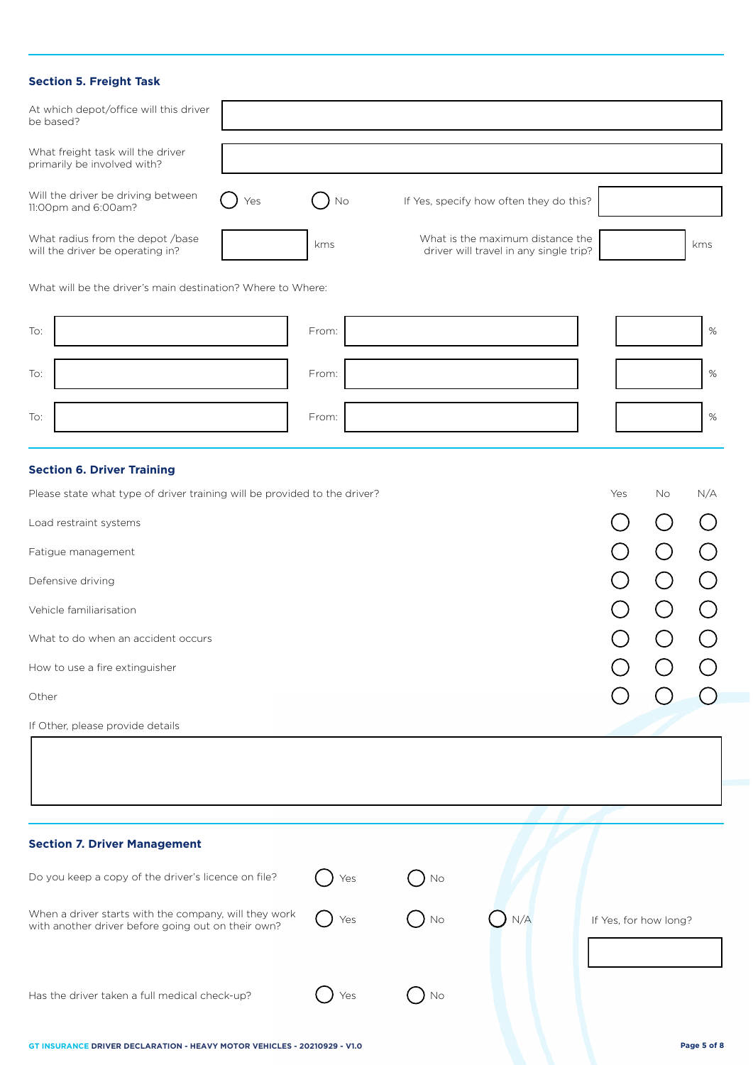## Section 5. Freight Task

At which depot/office will this driver be based?

What freight task will the driver primarily be involved with?

Will the driver be driving between 11:00pm and 6:00am? ◯ Yes ◯ No If Yes, specify how often they do this?

What radius from the depot /base will the driver be operating in? kms What is the maximum distance the driver will travel in any single trip? kms

What will be the driver's main destination? Where to Where:

| To: | From: | % |
|---|---|---|
| To: | From: | % |
| To: | From: | % |

## Section 6. Driver Training

| Please state what type of driver training will be provided to the driver? | Yes | No | N/A |
|---|---|---|---|
| Load restraint systems | ◯ | ◯ | ◯ |
| Fatigue management | ◯ | ◯ | ◯ |
| Defensive driving | ◯ | ◯ | ◯ |
| Vehicle familiarisation | ◯ | ◯ | ◯ |
| What to do when an accident occurs | ◯ | ◯ | ◯ |
| How to use a fire extinguisher | ◯ | ◯ | ◯ |
| Other | ◯ | ◯ | ◯ |

If Other, please provide details

## Section 7. Driver Management

Do you keep a copy of the driver's licence on file? ◯ Yes ◯ No

When a driver starts with the company, will they work with another driver before going out on their own? ◯ Yes ◯ No ◯ N/A If Yes, for how long?

Has the driver taken a full medical check-up? ◯ Yes ◯ No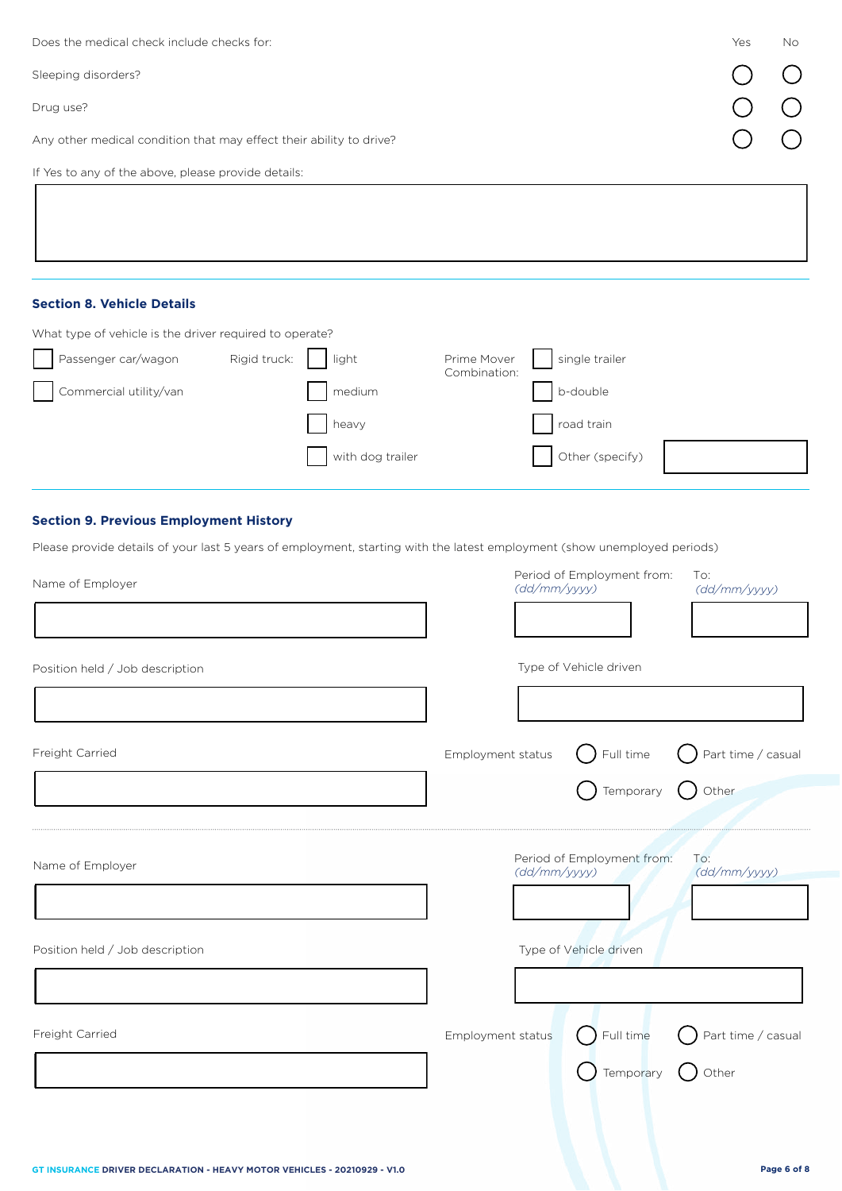| Does the medical check include checks for: | Yes | No |
| --- | --- | --- |
| Sleeping disorders? | ◯ | ◯ |
| Drug use? | ◯ | ◯ |
| Any other medical condition that may effect their ability to drive? | ◯ | ◯ |

If Yes to any of the above, please provide details:

## Section 8. Vehicle Details

What type of vehicle is the driver required to operate?

| | Rigid truck: | Prime Mover Combination: |
| --- | --- | --- |
| ☐ Passenger car/wagon | ☐ light | ☐ single trailer |
| ☐ Commercial utility/van | ☐ medium | ☐ b-double |
| | ☐ heavy | ☐ road train |
| | ☐ with dog trailer | ☐ Other (specify) |

## Section 9. Previous Employment History

Please provide details of your last 5 years of employment, starting with the latest employment (show unemployed periods)

Name of Employer

Period of Employment from: *(dd/mm/yyyy)* To: *(dd/mm/yyyy)*

Position held / Job description

Type of Vehicle driven

Freight Carried

Employment status ◯ Full time ◯ Part time / casual ◯ Temporary ◯ Other

---

Name of Employer

Period of Employment from: *(dd/mm/yyyy)* To: *(dd/mm/yyyy)*

Position held / Job description

Type of Vehicle driven

Freight Carried

Employment status ◯ Full time ◯ Part time / casual ◯ Temporary ◯ Other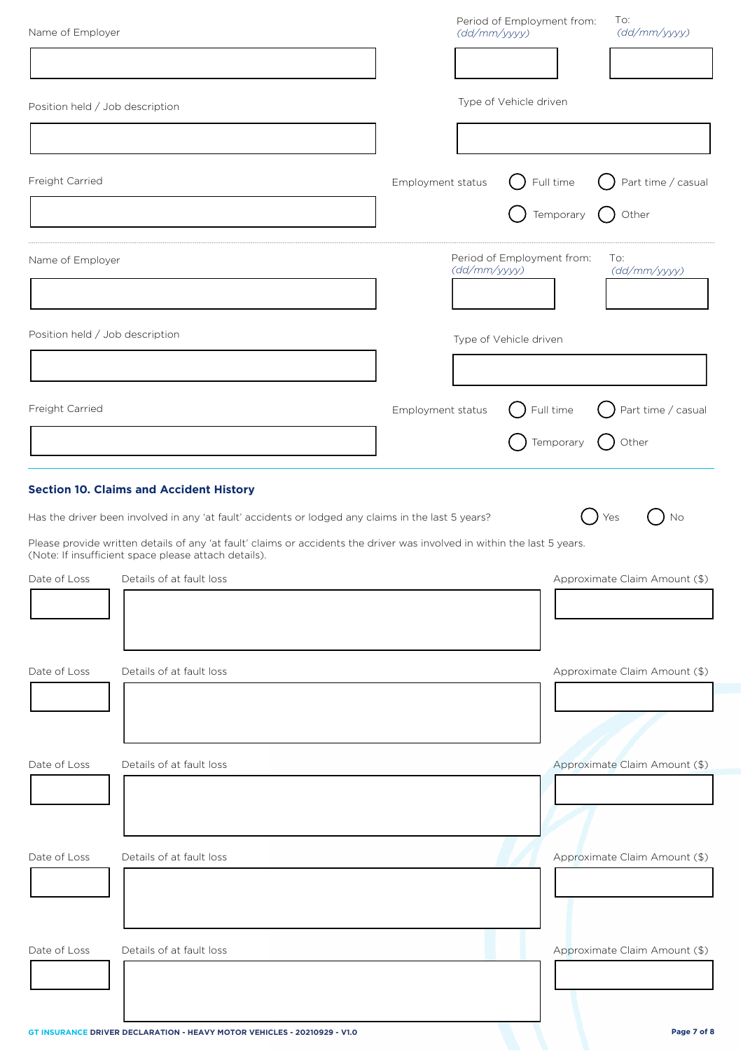Name of Employer

Period of Employment from: *(dd/mm/yyyy)* To: *(dd/mm/yyyy)*

Position held / Job description

Type of Vehicle driven

Freight Carried

Employment status ◯ Full time ◯ Part time / casual ◯ Temporary ◯ Other

---

Name of Employer

Period of Employment from: *(dd/mm/yyyy)* To: *(dd/mm/yyyy)*

Position held / Job description

Type of Vehicle driven

Freight Carried

Employment status ◯ Full time ◯ Part time / casual ◯ Temporary ◯ Other

---

## Section 10. Claims and Accident History

Has the driver been involved in any 'at fault' accidents or lodged any claims in the last 5 years? ◯ Yes ◯ No

Please provide written details of any 'at fault' claims or accidents the driver was involved in within the last 5 years.
(Note: If insufficient space please attach details).

| Date of Loss | Details of at fault loss | Approximate Claim Amount ($) |
|---|---|---|
| | | |
| | | |
| | | |
| | | |
| | | |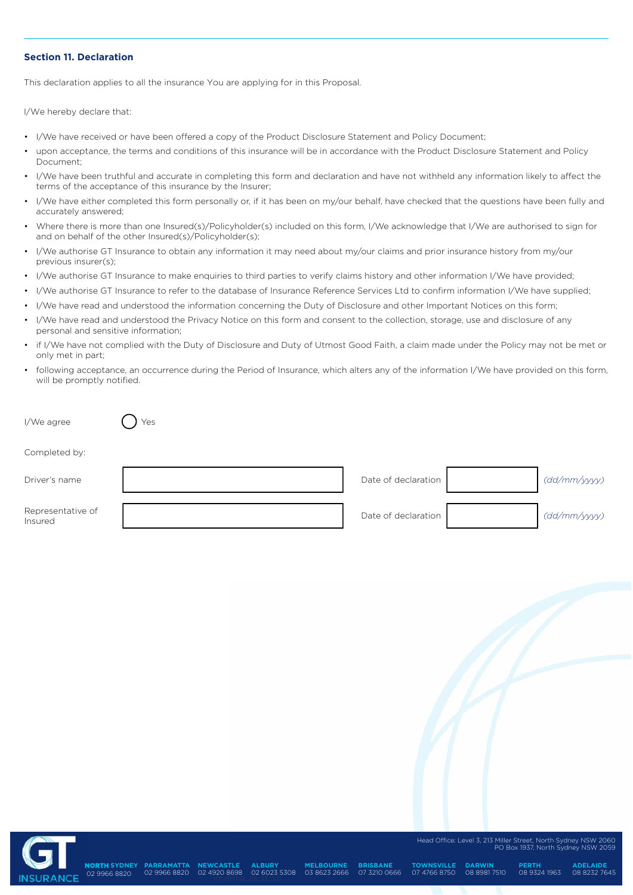### Section 11. Declaration

This declaration applies to all the insurance You are applying for in this Proposal.

I/We hereby declare that:

- I/We have received or have been offered a copy of the Product Disclosure Statement and Policy Document;
- upon acceptance, the terms and conditions of this insurance will be in accordance with the Product Disclosure Statement and Policy Document;
- I/We have been truthful and accurate in completing this form and declaration and have not withheld any information likely to affect the terms of the acceptance of this insurance by the Insurer;
- I/We have either completed this form personally or, if it has been on my/our behalf, have checked that the questions have been fully and accurately answered;
- Where there is more than one Insured(s)/Policyholder(s) included on this form, I/We acknowledge that I/We are authorised to sign for and on behalf of the other Insured(s)/Policyholder(s);
- I/We authorise GT Insurance to obtain any information it may need about my/our claims and prior insurance history from my/our previous insurer(s);
- I/We authorise GT Insurance to make enquiries to third parties to verify claims history and other information I/We have provided;
- I/We authorise GT Insurance to refer to the database of Insurance Reference Services Ltd to confirm information I/We have supplied;
- I/We have read and understood the information concerning the Duty of Disclosure and other Important Notices on this form;
- I/We have read and understood the Privacy Notice on this form and consent to the collection, storage, use and disclosure of any personal and sensitive information;
- if I/We have not complied with the Duty of Disclosure and Duty of Utmost Good Faith, a claim made under the Policy may not be met or only met in part;
- following acceptance, an occurrence during the Period of Insurance, which alters any of the information I/We have provided on this form, will be promptly notified.

I/We agree ◯ Yes

Completed by:

| | | | | |
|---|---|---|---|---|
| Driver's name | | Date of declaration | | *(dd/mm/yyyy)* |
| Representative of Insured | | Date of declaration | | *(dd/mm/yyyy)* |